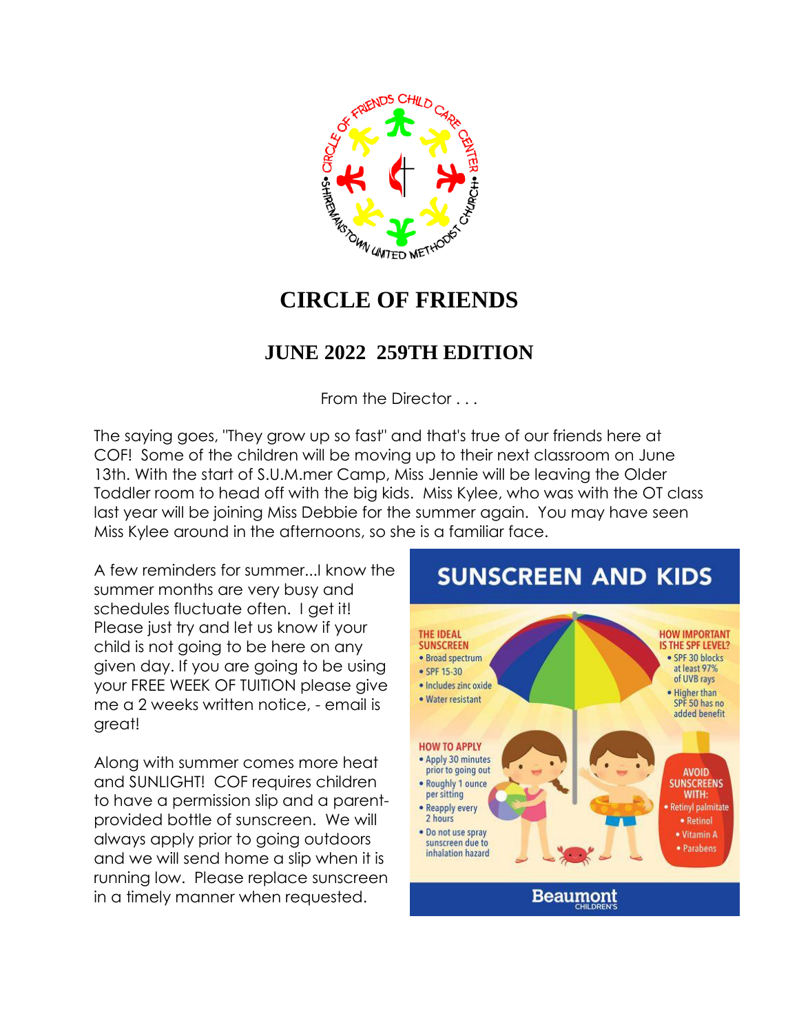# CIRCLE OF FRIENDS

## JUNE 2022 259TH EDITION

From the Director . . .

The saying goes, "They grow up so fast" and that's true of our friends here at COF! Some of the children will be moving up to their next classroom on June 13th. With the start of S.U.M.mer Camp, Miss Jennie will be leaving the Older Toddler room to head off with the big kids. Miss Kylee, who was with the OT class last year will be joining Miss Debbie for the summer again. You may have seen Miss Kylee around in the afternoons, so she is a familiar face.

A few reminders for summer...I know the summer months are very busy and schedules fluctuate often. I get it! Please just try and let us know if your child is not going to be here on any given day. If you are going to be using your FREE WEEK OF TUITION please give me a 2 weeks written notice, - email is great!

Along with summer comes more heat and SUNLIGHT! COF requires children to have a permission slip and a parent-provided bottle of sunscreen. We will always apply prior to going outdoors and we will send home a slip when it is running low. Please replace sunscreen in a timely manner when requested.

**SUNSCREEN AND KIDS**

**THE IDEAL SUNSCREEN**
- Broad spectrum
- SPF 15-30
- Includes zinc oxide
- Water resistant

**HOW IMPORTANT IS THE SPF LEVEL?**
- SPF 30 blocks at least 97% of UVB rays
- Higher than SPF 50 has no added benefit

**HOW TO APPLY**
- Apply 30 minutes prior to going out
- Roughly 1 ounce per sitting
- Reapply every 2 hours
- Do not use spray sunscreen due to inhalation hazard

**AVOID SUNSCREENS WITH:**
- Retinyl palmitate
- Retinol
- Vitamin A
- Parabens

Beaumont CHILDREN'S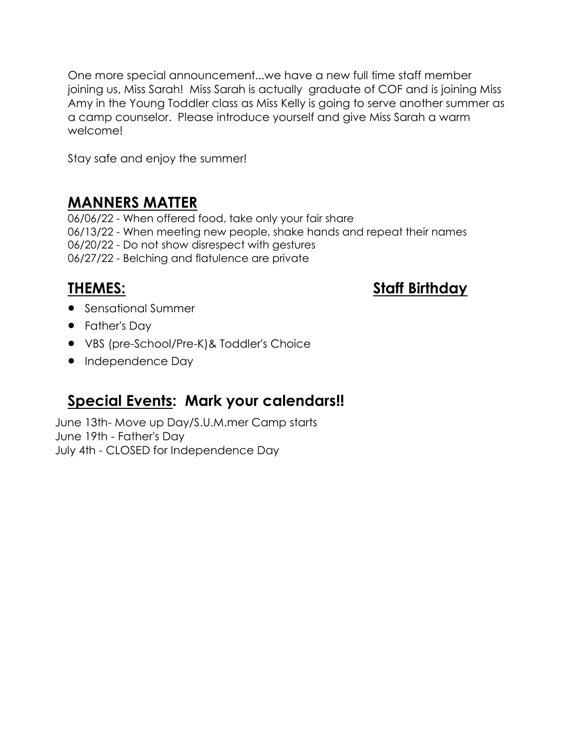One more special announcement...we have a new full time staff member joining us, Miss Sarah! Miss Sarah is actually graduate of COF and is joining Miss Amy in the Young Toddler class as Miss Kelly is going to serve another summer as a camp counselor. Please introduce yourself and give Miss Sarah a warm welcome!

Stay safe and enjoy the summer!

## **MANNERS MATTER**

06/06/22 - When offered food, take only your fair share
06/13/22 - When meeting new people, shake hands and repeat their names
06/20/22 - Do not show disrespect with gestures
06/27/22 - Belching and flatulence are private

## **THEMES:**

- Sensational Summer
- Father's Day
- VBS (pre-School/Pre-K)& Toddler's Choice
- Independence Day

## **Staff Birthday**

## **Special Events: Mark your calendars!!**

June 13th- Move up Day/S.U.M.mer Camp starts
June 19th - Father's Day
July 4th - CLOSED for Independence Day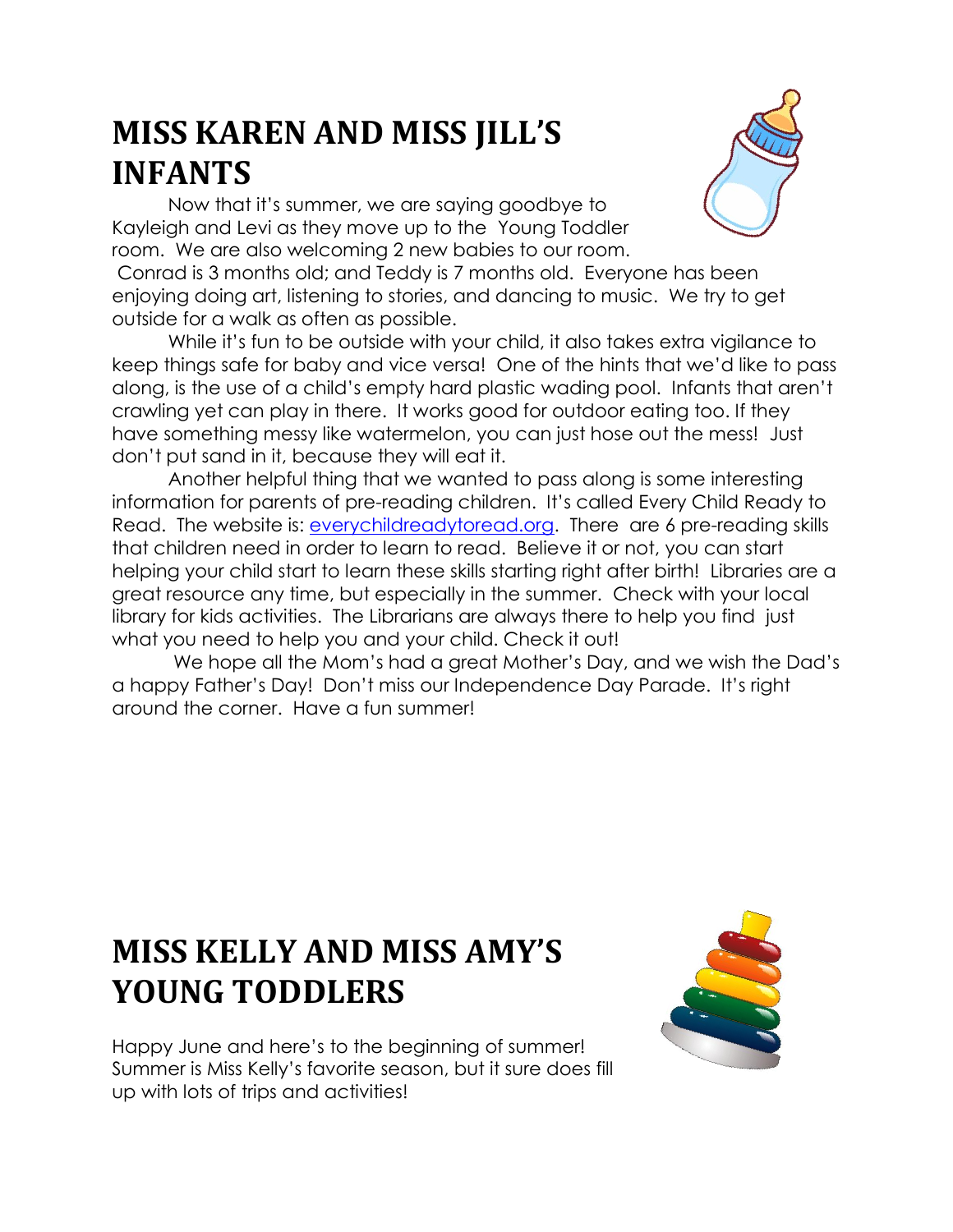## MISS KAREN AND MISS JILL'S INFANTS

Now that it's summer, we are saying goodbye to Kayleigh and Levi as they move up to the Young Toddler room. We are also welcoming 2 new babies to our room. Conrad is 3 months old; and Teddy is 7 months old. Everyone has been enjoying doing art, listening to stories, and dancing to music. We try to get outside for a walk as often as possible.

While it's fun to be outside with your child, it also takes extra vigilance to keep things safe for baby and vice versa! One of the hints that we'd like to pass along, is the use of a child's empty hard plastic wading pool. Infants that aren't crawling yet can play in there. It works good for outdoor eating too. If they have something messy like watermelon, you can just hose out the mess! Just don't put sand in it, because they will eat it.

Another helpful thing that we wanted to pass along is some interesting information for parents of pre-reading children. It's called Every Child Ready to Read. The website is: [everychildreadytoread.org](http://everychildreadytoread.org). There are 6 pre-reading skills that children need in order to learn to read. Believe it or not, you can start helping your child start to learn these skills starting right after birth! Libraries are a great resource any time, but especially in the summer. Check with your local library for kids activities. The Librarians are always there to help you find just what you need to help you and your child. Check it out!

We hope all the Mom's had a great Mother's Day, and we wish the Dad's a happy Father's Day! Don't miss our Independence Day Parade. It's right around the corner. Have a fun summer!

## MISS KELLY AND MISS AMY'S YOUNG TODDLERS

Happy June and here's to the beginning of summer! Summer is Miss Kelly's favorite season, but it sure does fill up with lots of trips and activities!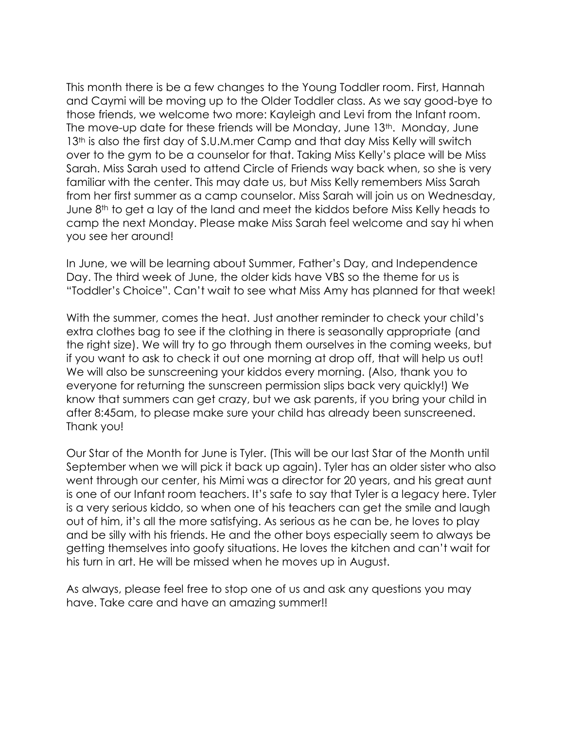This month there is be a few changes to the Young Toddler room. First, Hannah and Caymi will be moving up to the Older Toddler class. As we say good-bye to those friends, we welcome two more: Kayleigh and Levi from the Infant room. The move-up date for these friends will be Monday, June 13th. Monday, June 13th is also the first day of S.U.M.mer Camp and that day Miss Kelly will switch over to the gym to be a counselor for that. Taking Miss Kelly's place will be Miss Sarah. Miss Sarah used to attend Circle of Friends way back when, so she is very familiar with the center. This may date us, but Miss Kelly remembers Miss Sarah from her first summer as a camp counselor. Miss Sarah will join us on Wednesday, June 8th to get a lay of the land and meet the kiddos before Miss Kelly heads to camp the next Monday. Please make Miss Sarah feel welcome and say hi when you see her around!

In June, we will be learning about Summer, Father's Day, and Independence Day. The third week of June, the older kids have VBS so the theme for us is "Toddler's Choice". Can't wait to see what Miss Amy has planned for that week!

With the summer, comes the heat. Just another reminder to check your child's extra clothes bag to see if the clothing in there is seasonally appropriate (and the right size). We will try to go through them ourselves in the coming weeks, but if you want to ask to check it out one morning at drop off, that will help us out! We will also be sunscreening your kiddos every morning. (Also, thank you to everyone for returning the sunscreen permission slips back very quickly!) We know that summers can get crazy, but we ask parents, if you bring your child in after 8:45am, to please make sure your child has already been sunscreened. Thank you!

Our Star of the Month for June is Tyler. (This will be our last Star of the Month until September when we will pick it back up again). Tyler has an older sister who also went through our center, his Mimi was a director for 20 years, and his great aunt is one of our Infant room teachers. It's safe to say that Tyler is a legacy here. Tyler is a very serious kiddo, so when one of his teachers can get the smile and laugh out of him, it's all the more satisfying. As serious as he can be, he loves to play and be silly with his friends. He and the other boys especially seem to always be getting themselves into goofy situations. He loves the kitchen and can't wait for his turn in art. He will be missed when he moves up in August.

As always, please feel free to stop one of us and ask any questions you may have. Take care and have an amazing summer!!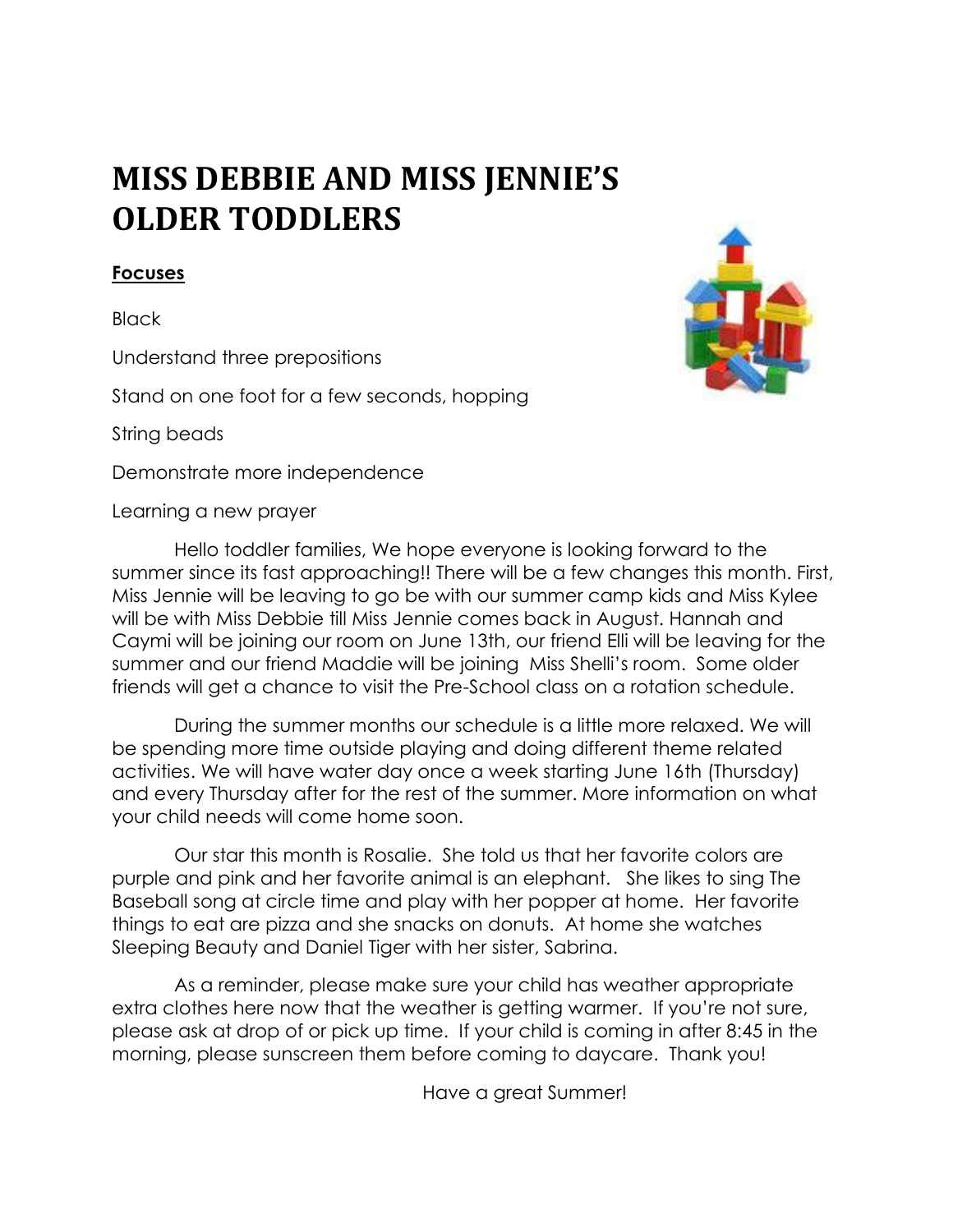# MISS DEBBIE AND MISS JENNIE'S OLDER TODDLERS

**Focuses**

Black

Understand three prepositions

Stand on one foot for a few seconds, hopping

String beads

Demonstrate more independence

Learning a new prayer

Hello toddler families, We hope everyone is looking forward to the summer since its fast approaching!! There will be a few changes this month. First, Miss Jennie will be leaving to go be with our summer camp kids and Miss Kylee will be with Miss Debbie till Miss Jennie comes back in August. Hannah and Caymi will be joining our room on June 13th, our friend Elli will be leaving for the summer and our friend Maddie will be joining Miss Shelli's room. Some older friends will get a chance to visit the Pre-School class on a rotation schedule.

During the summer months our schedule is a little more relaxed. We will be spending more time outside playing and doing different theme related activities. We will have water day once a week starting June 16th (Thursday) and every Thursday after for the rest of the summer. More information on what your child needs will come home soon.

Our star this month is Rosalie. She told us that her favorite colors are purple and pink and her favorite animal is an elephant. She likes to sing The Baseball song at circle time and play with her popper at home. Her favorite things to eat are pizza and she snacks on donuts. At home she watches Sleeping Beauty and Daniel Tiger with her sister, Sabrina.

As a reminder, please make sure your child has weather appropriate extra clothes here now that the weather is getting warmer. If you're not sure, please ask at drop of or pick up time. If your child is coming in after 8:45 in the morning, please sunscreen them before coming to daycare. Thank you!

Have a great Summer!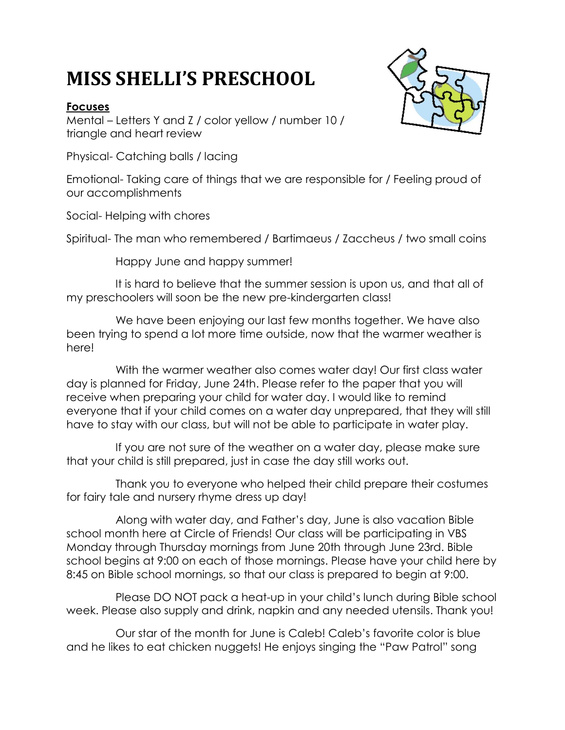# MISS SHELLI'S PRESCHOOL

**Focuses**

Mental – Letters Y and Z / color yellow / number 10 / triangle and heart review

Physical- Catching balls / lacing

Emotional- Taking care of things that we are responsible for / Feeling proud of our accomplishments

Social- Helping with chores

Spiritual- The man who remembered / Bartimaeus / Zaccheus / two small coins

Happy June and happy summer!

It is hard to believe that the summer session is upon us, and that all of my preschoolers will soon be the new pre-kindergarten class!

We have been enjoying our last few months together. We have also been trying to spend a lot more time outside, now that the warmer weather is here!

With the warmer weather also comes water day! Our first class water day is planned for Friday, June 24th. Please refer to the paper that you will receive when preparing your child for water day. I would like to remind everyone that if your child comes on a water day unprepared, that they will still have to stay with our class, but will not be able to participate in water play.

If you are not sure of the weather on a water day, please make sure that your child is still prepared, just in case the day still works out.

Thank you to everyone who helped their child prepare their costumes for fairy tale and nursery rhyme dress up day!

Along with water day, and Father's day, June is also vacation Bible school month here at Circle of Friends! Our class will be participating in VBS Monday through Thursday mornings from June 20th through June 23rd. Bible school begins at 9:00 on each of those mornings. Please have your child here by 8:45 on Bible school mornings, so that our class is prepared to begin at 9:00.

Please DO NOT pack a heat-up in your child's lunch during Bible school week. Please also supply and drink, napkin and any needed utensils. Thank you!

Our star of the month for June is Caleb! Caleb's favorite color is blue and he likes to eat chicken nuggets! He enjoys singing the "Paw Patrol" song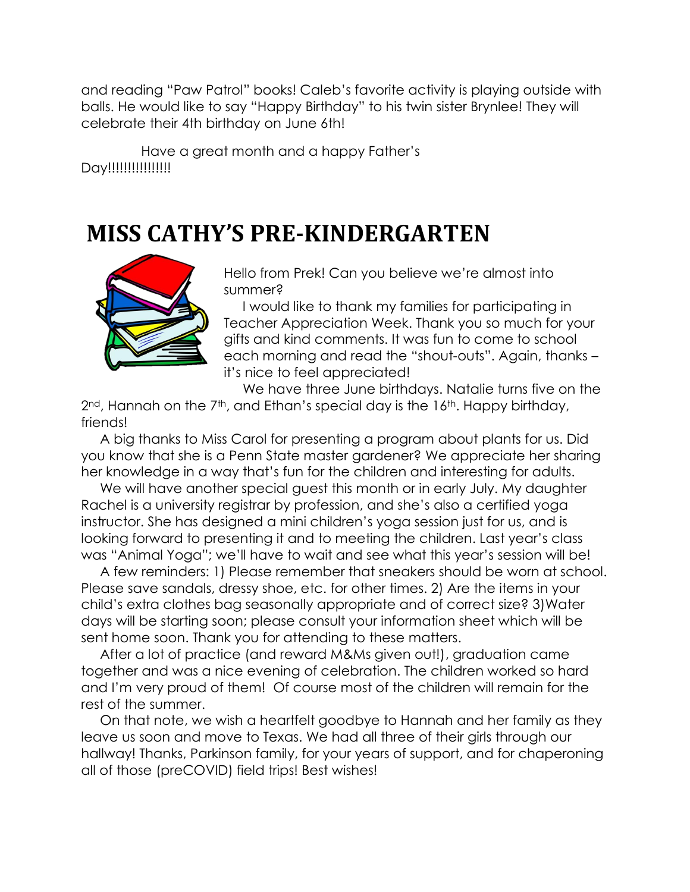and reading "Paw Patrol" books! Caleb's favorite activity is playing outside with balls. He would like to say "Happy Birthday" to his twin sister Brynlee! They will celebrate their 4th birthday on June 6th!

Have a great month and a happy Father's Day!!!!!!!!!!!!!!!!

# MISS CATHY'S PRE-KINDERGARTEN

Hello from Prek! Can you believe we're almost into summer?

I would like to thank my families for participating in Teacher Appreciation Week. Thank you so much for your gifts and kind comments. It was fun to come to school each morning and read the "shout-outs". Again, thanks – it's nice to feel appreciated!

We have three June birthdays. Natalie turns five on the 2nd, Hannah on the 7th, and Ethan's special day is the 16th. Happy birthday, friends!

A big thanks to Miss Carol for presenting a program about plants for us. Did you know that she is a Penn State master gardener? We appreciate her sharing her knowledge in a way that's fun for the children and interesting for adults.

We will have another special guest this month or in early July. My daughter Rachel is a university registrar by profession, and she's also a certified yoga instructor. She has designed a mini children's yoga session just for us, and is looking forward to presenting it and to meeting the children. Last year's class was "Animal Yoga"; we'll have to wait and see what this year's session will be!

A few reminders: 1) Please remember that sneakers should be worn at school. Please save sandals, dressy shoe, etc. for other times. 2) Are the items in your child's extra clothes bag seasonally appropriate and of correct size? 3)Water days will be starting soon; please consult your information sheet which will be sent home soon. Thank you for attending to these matters.

After a lot of practice (and reward M&Ms given out!), graduation came together and was a nice evening of celebration. The children worked so hard and I'm very proud of them! Of course most of the children will remain for the rest of the summer.

On that note, we wish a heartfelt goodbye to Hannah and her family as they leave us soon and move to Texas. We had all three of their girls through our hallway! Thanks, Parkinson family, for your years of support, and for chaperoning all of those (preCOVID) field trips! Best wishes!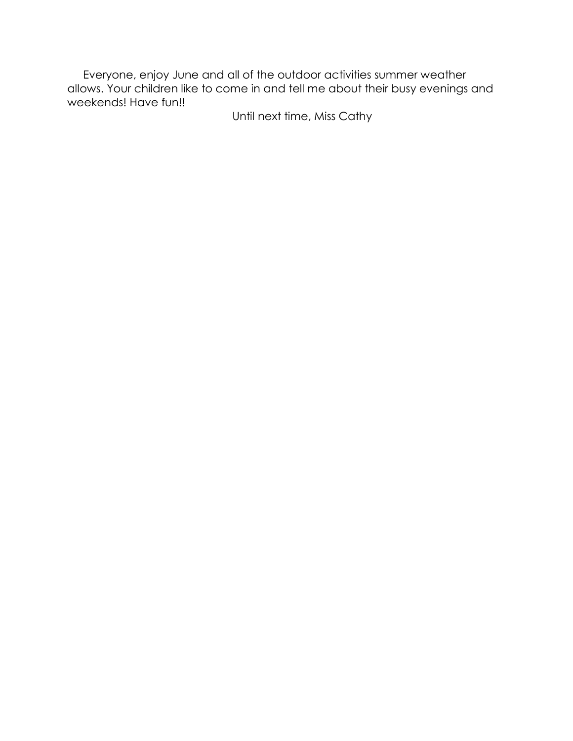Everyone, enjoy June and all of the outdoor activities summer weather allows. Your children like to come in and tell me about their busy evenings and weekends! Have fun!!

Until next time, Miss Cathy